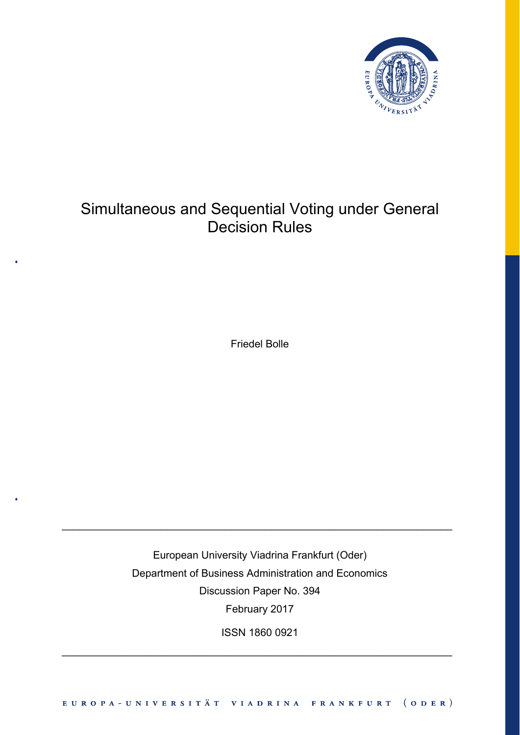# Simultaneous and Sequential Voting under General Decision Rules

Friedel Bolle

---

European University Viadrina Frankfurt (Oder)

Department of Business Administration and Economics

Discussion Paper No. 394

February 2017

ISSN 1860 0921

---

EUROPA-UNIVERSITÄT VIADRINA FRANKFURT (ODER)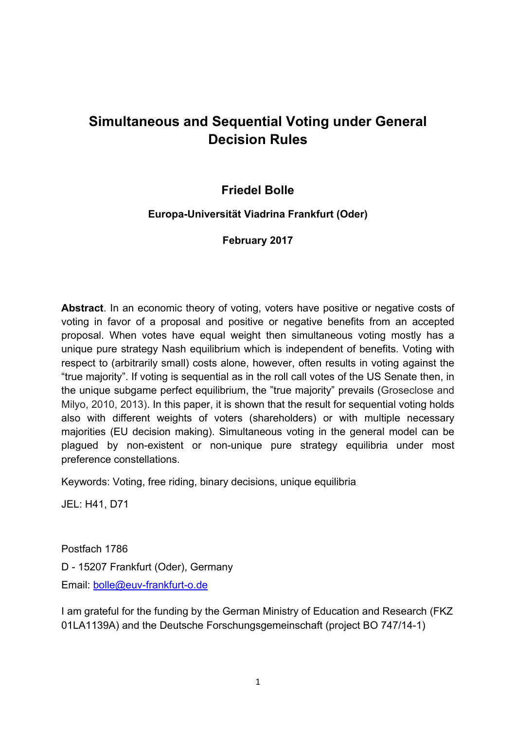# Simultaneous and Sequential Voting under General Decision Rules

**Friedel Bolle**

**Europa-Universität Viadrina Frankfurt (Oder)**

**February 2017**

**Abstract**. In an economic theory of voting, voters have positive or negative costs of voting in favor of a proposal and positive or negative benefits from an accepted proposal. When votes have equal weight then simultaneous voting mostly has a unique pure strategy Nash equilibrium which is independent of benefits. Voting with respect to (arbitrarily small) costs alone, however, often results in voting against the "true majority". If voting is sequential as in the roll call votes of the US Senate then, in the unique subgame perfect equilibrium, the "true majority" prevails (Groseclose and Milyo, 2010, 2013). In this paper, it is shown that the result for sequential voting holds also with different weights of voters (shareholders) or with multiple necessary majorities (EU decision making). Simultaneous voting in the general model can be plagued by non-existent or non-unique pure strategy equilibria under most preference constellations.

Keywords: Voting, free riding, binary decisions, unique equilibria

JEL: H41, D71

Postfach 1786

D - 15207 Frankfurt (Oder), Germany

Email: bolle@euv-frankfurt-o.de

I am grateful for the funding by the German Ministry of Education and Research (FKZ 01LA1139A) and the Deutsche Forschungsgemeinschaft (project BO 747/14-1)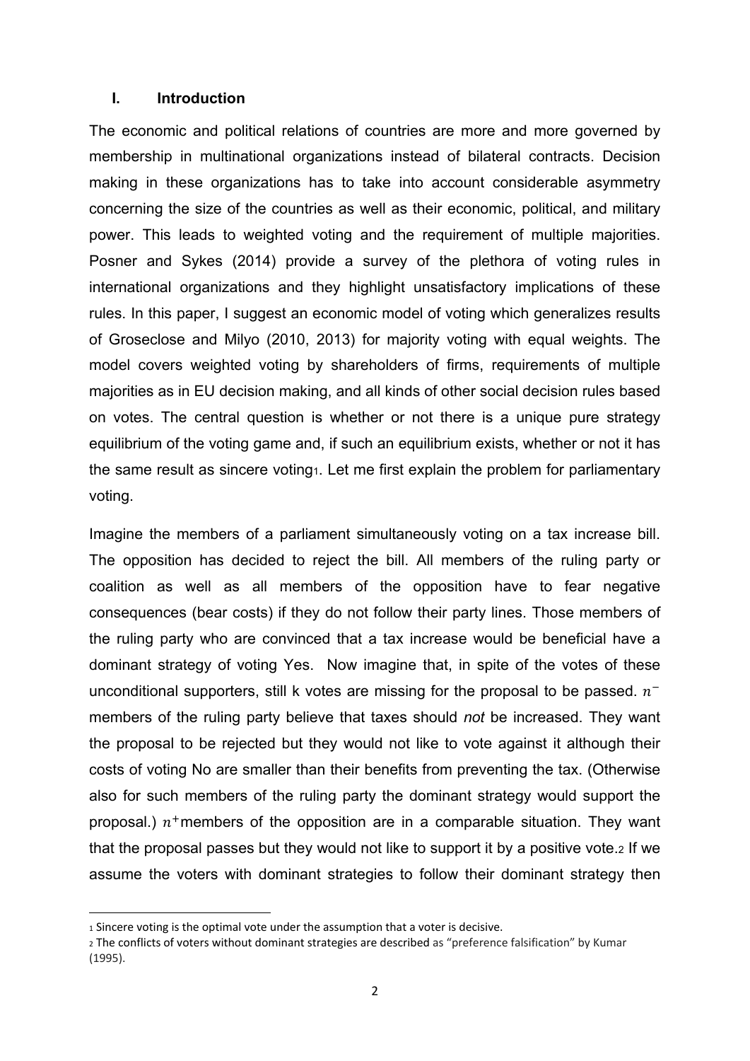### I. Introduction

The economic and political relations of countries are more and more governed by membership in multinational organizations instead of bilateral contracts. Decision making in these organizations has to take into account considerable asymmetry concerning the size of the countries as well as their economic, political, and military power. This leads to weighted voting and the requirement of multiple majorities. Posner and Sykes (2014) provide a survey of the plethora of voting rules in international organizations and they highlight unsatisfactory implications of these rules. In this paper, I suggest an economic model of voting which generalizes results of Groseclose and Milyo (2010, 2013) for majority voting with equal weights. The model covers weighted voting by shareholders of firms, requirements of multiple majorities as in EU decision making, and all kinds of other social decision rules based on votes. The central question is whether or not there is a unique pure strategy equilibrium of the voting game and, if such an equilibrium exists, whether or not it has the same result as sincere voting[1]. Let me first explain the problem for parliamentary voting.

Imagine the members of a parliament simultaneously voting on a tax increase bill. The opposition has decided to reject the bill. All members of the ruling party or coalition as well as all members of the opposition have to fear negative consequences (bear costs) if they do not follow their party lines. Those members of the ruling party who are convinced that a tax increase would be beneficial have a dominant strategy of voting Yes. Now imagine that, in spite of the votes of these unconditional supporters, still k votes are missing for the proposal to be passed. $n^{-}$ members of the ruling party believe that taxes should *not* be increased. They want the proposal to be rejected but they would not like to vote against it although their costs of voting No are smaller than their benefits from preventing the tax. (Otherwise also for such members of the ruling party the dominant strategy would support the proposal.) $n^{+}$members of the opposition are in a comparable situation. They want that the proposal passes but they would not like to support it by a positive vote.[2] If we assume the voters with dominant strategies to follow their dominant strategy then

[1] Sincere voting is the optimal vote under the assumption that a voter is decisive.

[2] The conflicts of voters without dominant strategies are described as "preference falsification" by Kumar (1995).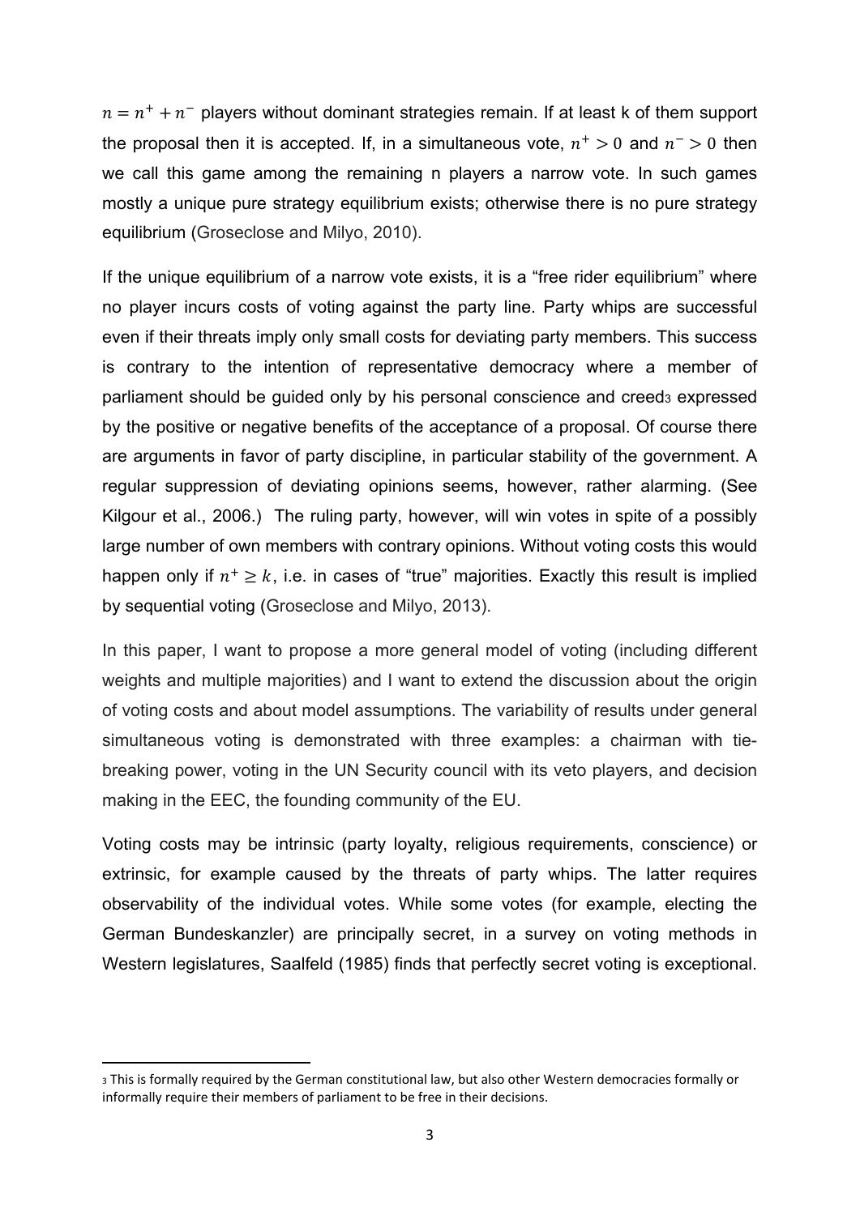$n = n^+ + n^-$ players without dominant strategies remain. If at least k of them support the proposal then it is accepted. If, in a simultaneous vote, $n^+ > 0$ and $n^- > 0$ then we call this game among the remaining n players a narrow vote. In such games mostly a unique pure strategy equilibrium exists; otherwise there is no pure strategy equilibrium (Groseclose and Milyo, 2010).

If the unique equilibrium of a narrow vote exists, it is a "free rider equilibrium" where no player incurs costs of voting against the party line. Party whips are successful even if their threats imply only small costs for deviating party members. This success is contrary to the intention of representative democracy where a member of parliament should be guided only by his personal conscience and creed[3] expressed by the positive or negative benefits of the acceptance of a proposal. Of course there are arguments in favor of party discipline, in particular stability of the government. A regular suppression of deviating opinions seems, however, rather alarming. (See Kilgour et al., 2006.) The ruling party, however, will win votes in spite of a possibly large number of own members with contrary opinions. Without voting costs this would happen only if $n^+ \geq k$, i.e. in cases of "true" majorities. Exactly this result is implied by sequential voting (Groseclose and Milyo, 2013).

In this paper, I want to propose a more general model of voting (including different weights and multiple majorities) and I want to extend the discussion about the origin of voting costs and about model assumptions. The variability of results under general simultaneous voting is demonstrated with three examples: a chairman with tie-breaking power, voting in the UN Security council with its veto players, and decision making in the EEC, the founding community of the EU.

Voting costs may be intrinsic (party loyalty, religious requirements, conscience) or extrinsic, for example caused by the threats of party whips. The latter requires observability of the individual votes. While some votes (for example, electing the German Bundeskanzler) are principally secret, in a survey on voting methods in Western legislatures, Saalfeld (1985) finds that perfectly secret voting is exceptional.

[3] This is formally required by the German constitutional law, but also other Western democracies formally or informally require their members of parliament to be free in their decisions.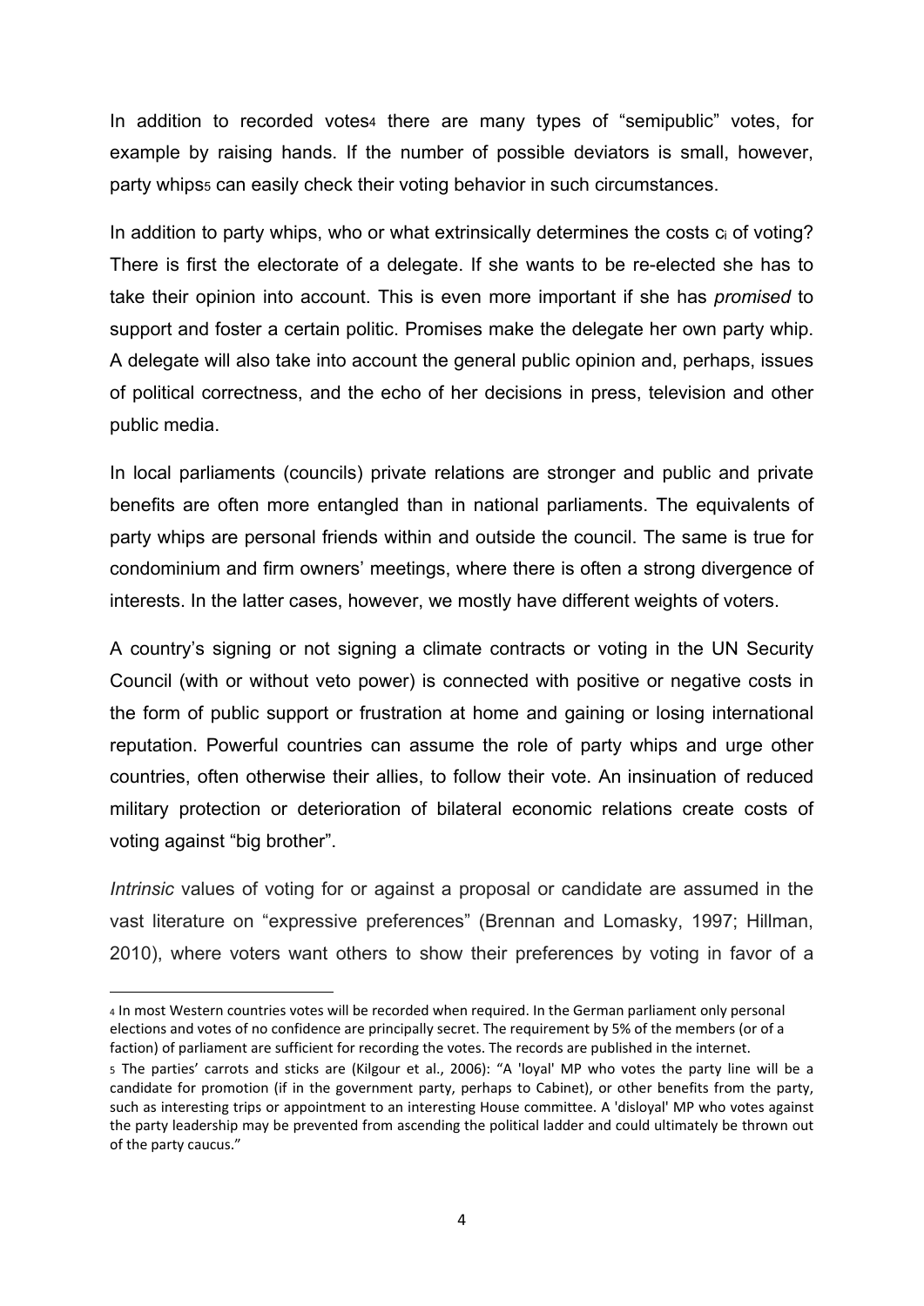In addition to recorded votes[4] there are many types of "semipublic" votes, for example by raising hands. If the number of possible deviators is small, however, party whips[5] can easily check their voting behavior in such circumstances.

In addition to party whips, who or what extrinsically determines the costs $c_i$ of voting? There is first the electorate of a delegate. If she wants to be re-elected she has to take their opinion into account. This is even more important if she has *promised* to support and foster a certain politic. Promises make the delegate her own party whip. A delegate will also take into account the general public opinion and, perhaps, issues of political correctness, and the echo of her decisions in press, television and other public media.

In local parliaments (councils) private relations are stronger and public and private benefits are often more entangled than in national parliaments. The equivalents of party whips are personal friends within and outside the council. The same is true for condominium and firm owners' meetings, where there is often a strong divergence of interests. In the latter cases, however, we mostly have different weights of voters.

A country's signing or not signing a climate contracts or voting in the UN Security Council (with or without veto power) is connected with positive or negative costs in the form of public support or frustration at home and gaining or losing international reputation. Powerful countries can assume the role of party whips and urge other countries, often otherwise their allies, to follow their vote. An insinuation of reduced military protection or deterioration of bilateral economic relations create costs of voting against "big brother".

*Intrinsic* values of voting for or against a proposal or candidate are assumed in the vast literature on "expressive preferences" (Brennan and Lomasky, 1997; Hillman, 2010), where voters want others to show their preferences by voting in favor of a

---

[4] In most Western countries votes will be recorded when required. In the German parliament only personal elections and votes of no confidence are principally secret. The requirement by 5% of the members (or of a faction) of parliament are sufficient for recording the votes. The records are published in the internet.

[5] The parties' carrots and sticks are (Kilgour et al., 2006): "A 'loyal' MP who votes the party line will be a candidate for promotion (if in the government party, perhaps to Cabinet), or other benefits from the party, such as interesting trips or appointment to an interesting House committee. A 'disloyal' MP who votes against the party leadership may be prevented from ascending the political ladder and could ultimately be thrown out of the party caucus."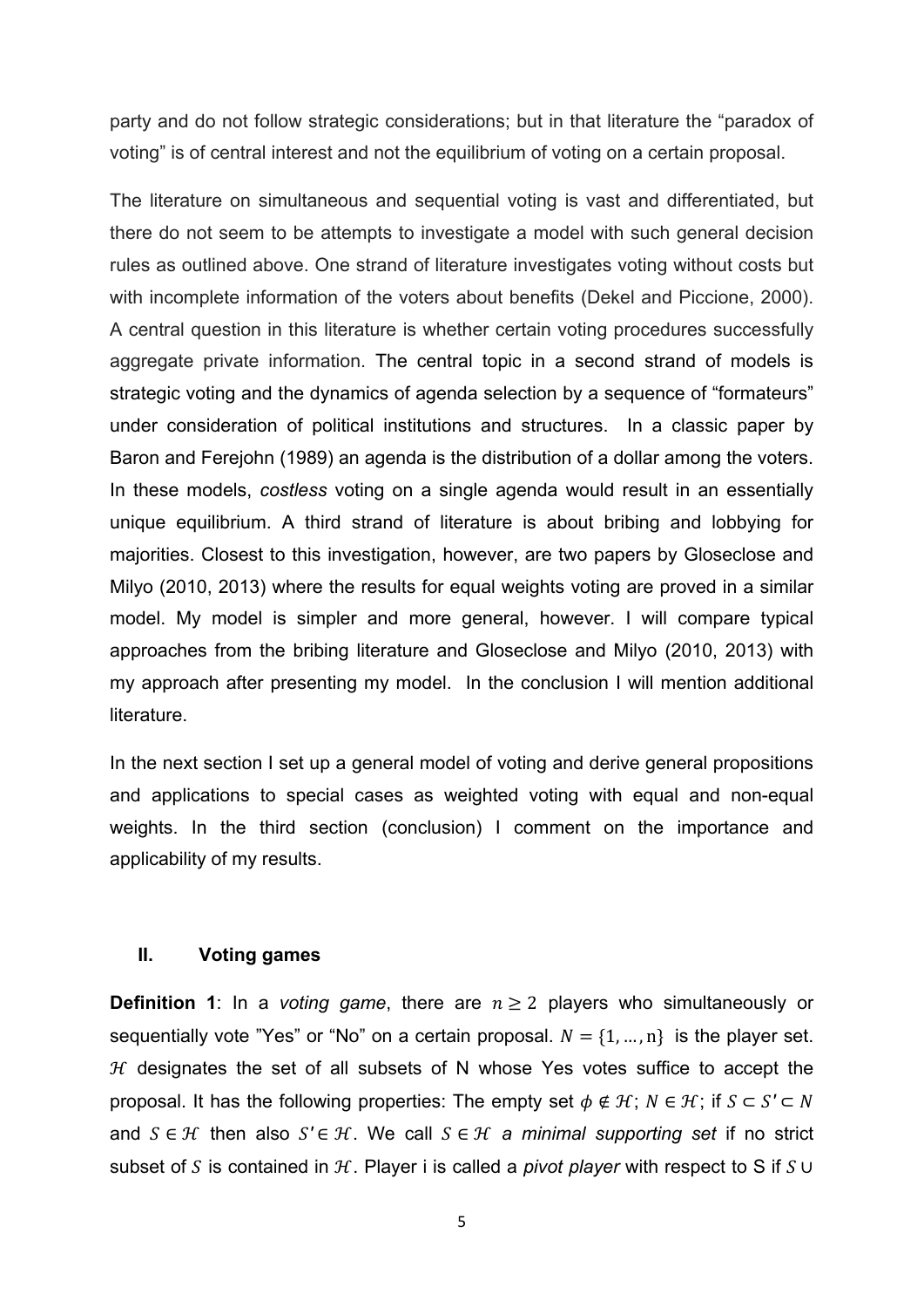party and do not follow strategic considerations; but in that literature the "paradox of voting" is of central interest and not the equilibrium of voting on a certain proposal.

The literature on simultaneous and sequential voting is vast and differentiated, but there do not seem to be attempts to investigate a model with such general decision rules as outlined above. One strand of literature investigates voting without costs but with incomplete information of the voters about benefits (Dekel and Piccione, 2000). A central question in this literature is whether certain voting procedures successfully aggregate private information. The central topic in a second strand of models is strategic voting and the dynamics of agenda selection by a sequence of "formateurs" under consideration of political institutions and structures. In a classic paper by Baron and Ferejohn (1989) an agenda is the distribution of a dollar among the voters. In these models, *costless* voting on a single agenda would result in an essentially unique equilibrium. A third strand of literature is about bribing and lobbying for majorities. Closest to this investigation, however, are two papers by Gloseclose and Milyo (2010, 2013) where the results for equal weights voting are proved in a similar model. My model is simpler and more general, however. I will compare typical approaches from the bribing literature and Gloseclose and Milyo (2010, 2013) with my approach after presenting my model. In the conclusion I will mention additional literature.

In the next section I set up a general model of voting and derive general propositions and applications to special cases as weighted voting with equal and non-equal weights. In the third section (conclusion) I comment on the importance and applicability of my results.

## II. Voting games

**Definition 1**: In a *voting game*, there are $n \geq 2$ players who simultaneously or sequentially vote "Yes" or "No" on a certain proposal. $N = \{1, \ldots, n\}$ is the player set. $\mathcal{H}$ designates the set of all subsets of N whose Yes votes suffice to accept the proposal. It has the following properties: The empty set $\phi \notin \mathcal{H}$; $N \in \mathcal{H}$; if $S \subset S' \subset N$ and $S \in \mathcal{H}$ then also $S' \in \mathcal{H}$. We call $S \in \mathcal{H}$ *a minimal supporting set* if no strict subset of $S$ is contained in $\mathcal{H}$. Player i is called a *pivot player* with respect to S if $S \cup$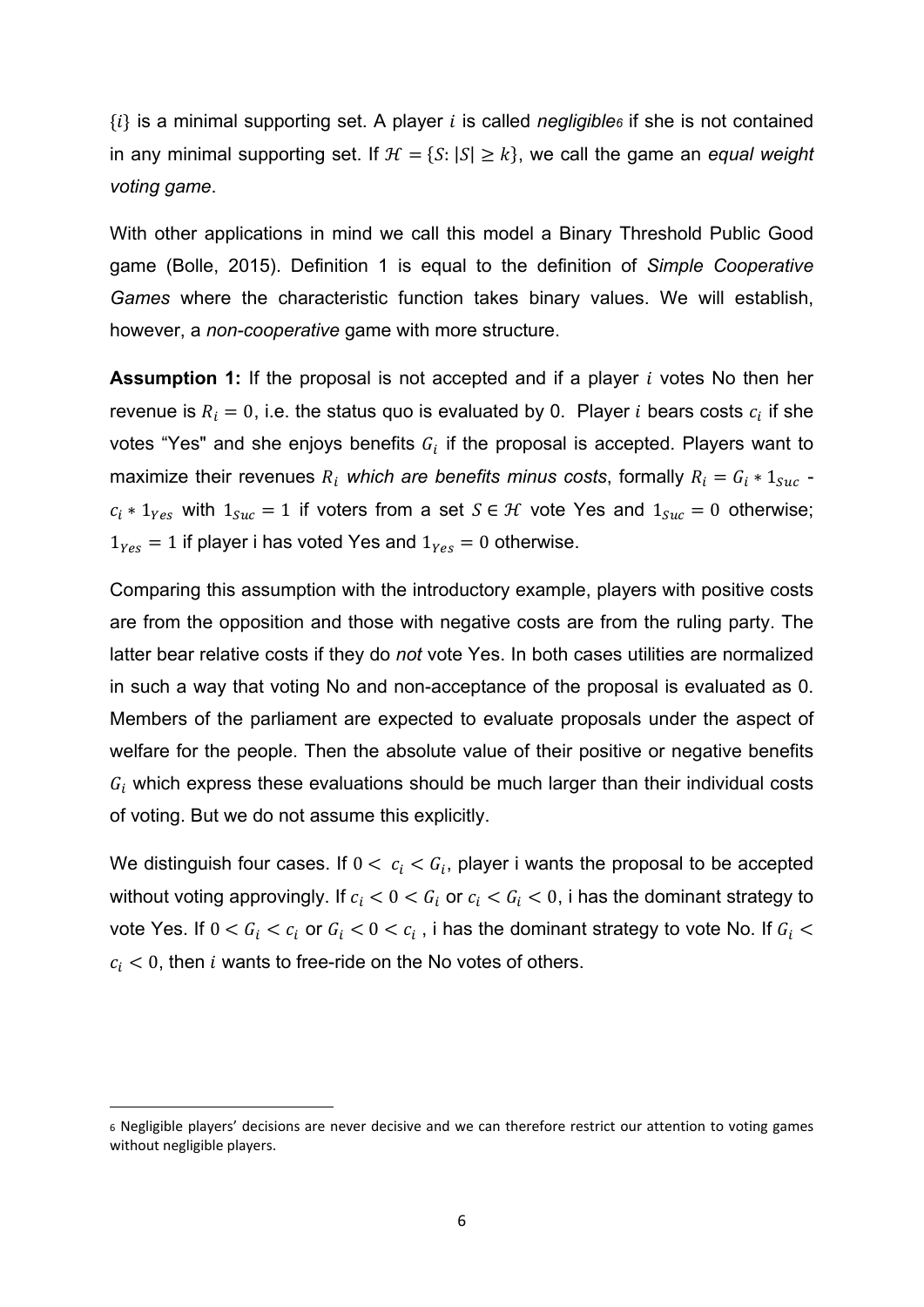$\{i\}$ is a minimal supporting set. A player $i$ is called *negligible*[6] if she is not contained in any minimal supporting set. If $\mathcal{H} = \{S: |S| \geq k\}$, we call the game an *equal weight voting game*.

With other applications in mind we call this model a Binary Threshold Public Good game (Bolle, 2015). Definition 1 is equal to the definition of *Simple Cooperative Games* where the characteristic function takes binary values. We will establish, however, a *non-cooperative* game with more structure.

**Assumption 1:** If the proposal is not accepted and if a player $i$ votes No then her revenue is $R_i = 0$, i.e. the status quo is evaluated by 0. Player $i$ bears costs $c_i$ if she votes "Yes" and she enjoys benefits $G_i$ if the proposal is accepted. Players want to maximize their revenues $R_i$ *which are benefits minus costs*, formally $R_i = G_i * 1_{Suc}$ - $c_i * 1_{Yes}$ with $1_{Suc} = 1$ if voters from a set $S \in \mathcal{H}$ vote Yes and $1_{Suc} = 0$ otherwise; $1_{Yes} = 1$ if player i has voted Yes and $1_{Yes} = 0$ otherwise.

Comparing this assumption with the introductory example, players with positive costs are from the opposition and those with negative costs are from the ruling party. The latter bear relative costs if they do *not* vote Yes. In both cases utilities are normalized in such a way that voting No and non-acceptance of the proposal is evaluated as 0. Members of the parliament are expected to evaluate proposals under the aspect of welfare for the people. Then the absolute value of their positive or negative benefits $G_i$ which express these evaluations should be much larger than their individual costs of voting. But we do not assume this explicitly.

We distinguish four cases. If $0 < c_i < G_i$, player i wants the proposal to be accepted without voting approvingly. If $c_i < 0 < G_i$ or $c_i < G_i < 0$, i has the dominant strategy to vote Yes. If $0 < G_i < c_i$ or $G_i < 0 < c_i$ , i has the dominant strategy to vote No. If $G_i < c_i < 0$, then $i$ wants to free-ride on the No votes of others.

[6] Negligible players' decisions are never decisive and we can therefore restrict our attention to voting games without negligible players.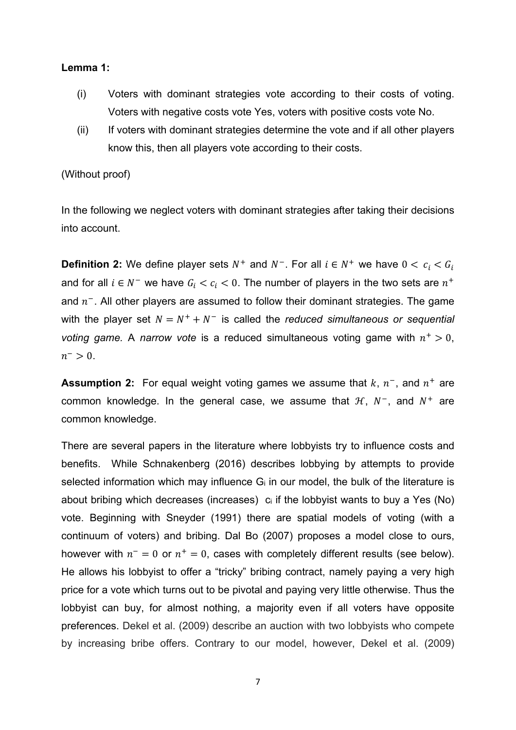**Lemma 1:**

(i) Voters with dominant strategies vote according to their costs of voting. Voters with negative costs vote Yes, voters with positive costs vote No.

(ii) If voters with dominant strategies determine the vote and if all other players know this, then all players vote according to their costs.

(Without proof)

In the following we neglect voters with dominant strategies after taking their decisions into account.

**Definition 2:** We define player sets $N^+$ and $N^-$. For all $i \in N^+$ we have $0 < c_i < G_i$ and for all $i \in N^-$ we have $G_i < c_i < 0$. The number of players in the two sets are $n^+$ and $n^-$. All other players are assumed to follow their dominant strategies. The game with the player set $N = N^+ + N^-$ is called the *reduced simultaneous or sequential voting game.* A *narrow vote* is a reduced simultaneous voting game with $n^+ > 0$, $n^- > 0$.

**Assumption 2:** For equal weight voting games we assume that $k$, $n^-$, and $n^+$ are common knowledge. In the general case, we assume that $\mathcal{H}$, $N^-$, and $N^+$ are common knowledge.

There are several papers in the literature where lobbyists try to influence costs and benefits. While Schnakenberg (2016) describes lobbying by attempts to provide selected information which may influence $G_i$ in our model, the bulk of the literature is about bribing which decreases (increases) $c_i$ if the lobbyist wants to buy a Yes (No) vote. Beginning with Sneyder (1991) there are spatial models of voting (with a continuum of voters) and bribing. Dal Bo (2007) proposes a model close to ours, however with $n^- = 0$ or $n^+ = 0$, cases with completely different results (see below). He allows his lobbyist to offer a "tricky" bribing contract, namely paying a very high price for a vote which turns out to be pivotal and paying very little otherwise. Thus the lobbyist can buy, for almost nothing, a majority even if all voters have opposite preferences. Dekel et al. (2009) describe an auction with two lobbyists who compete by increasing bribe offers. Contrary to our model, however, Dekel et al. (2009)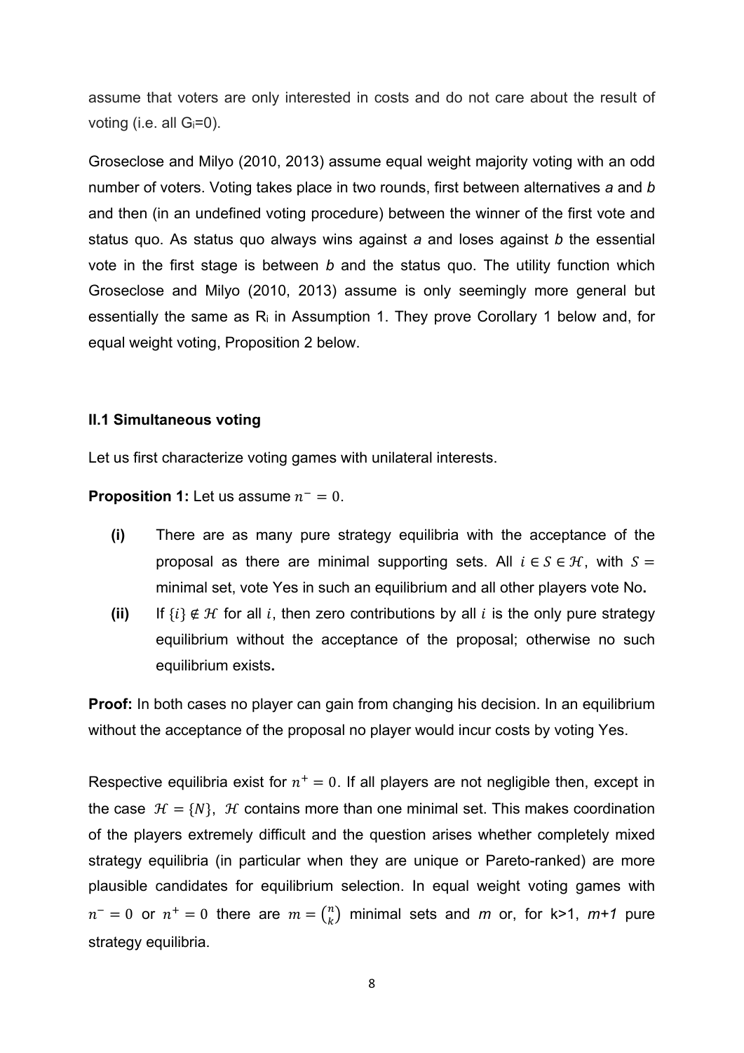assume that voters are only interested in costs and do not care about the result of voting (i.e. all $G_i$=0).

Groseclose and Milyo (2010, 2013) assume equal weight majority voting with an odd number of voters. Voting takes place in two rounds, first between alternatives *a* and *b* and then (in an undefined voting procedure) between the winner of the first vote and status quo. As status quo always wins against *a* and loses against *b* the essential vote in the first stage is between *b* and the status quo. The utility function which Groseclose and Milyo (2010, 2013) assume is only seemingly more general but essentially the same as $R_i$ in Assumption 1. They prove Corollary 1 below and, for equal weight voting, Proposition 2 below.

### II.1 Simultaneous voting

Let us first characterize voting games with unilateral interests.

**Proposition 1:** Let us assume $n^- = 0$.

- **(i)** There are as many pure strategy equilibria with the acceptance of the proposal as there are minimal supporting sets. All $i \in S \in \mathcal{H}$, with $S =$ minimal set, vote Yes in such an equilibrium and all other players vote No**.**
- **(ii)** If $\{i\} \notin \mathcal{H}$ for all $i$, then zero contributions by all $i$ is the only pure strategy equilibrium without the acceptance of the proposal; otherwise no such equilibrium exists**.**

**Proof:** In both cases no player can gain from changing his decision. In an equilibrium without the acceptance of the proposal no player would incur costs by voting Yes.

Respective equilibria exist for $n^+ = 0$. If all players are not negligible then, except in the case $\mathcal{H} = \{N\}$, $\mathcal{H}$ contains more than one minimal set. This makes coordination of the players extremely difficult and the question arises whether completely mixed strategy equilibria (in particular when they are unique or Pareto-ranked) are more plausible candidates for equilibrium selection. In equal weight voting games with $n^- = 0$ or $n^+ = 0$ there are $m = \binom{n}{k}$ minimal sets and *m* or, for k>1, *m+1* pure strategy equilibria.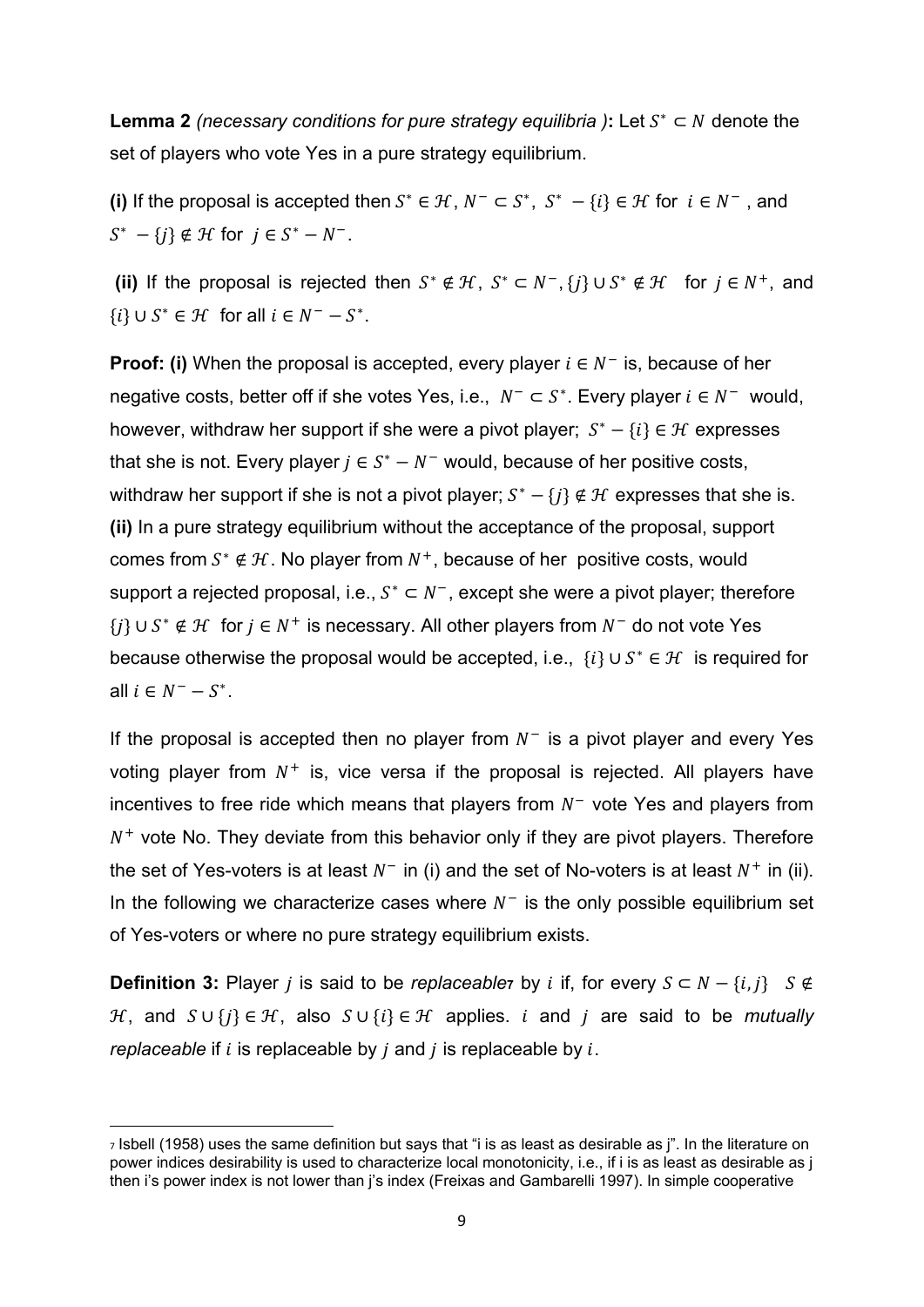**Lemma 2** *(necessary conditions for pure strategy equilibria )***:** Let $S^* \subset N$ denote the set of players who vote Yes in a pure strategy equilibrium.

**(i)** If the proposal is accepted then $S^* \in \mathcal{H}$, $N^- \subset S^*$, $S^* - \{i\} \in \mathcal{H}$ for $i \in N^-$, and $S^* - \{j\} \notin \mathcal{H}$ for $j \in S^* - N^-$.

**(ii)** If the proposal is rejected then $S^* \notin \mathcal{H}$, $S^* \subset N^-$, $\{j\} \cup S^* \notin \mathcal{H}$ for $j \in N^+$, and $\{i\} \cup S^* \in \mathcal{H}$ for all $i \in N^- - S^*$.

**Proof: (i)** When the proposal is accepted, every player $i \in N^-$ is, because of her negative costs, better off if she votes Yes, i.e., $N^- \subset S^*$. Every player $i \in N^-$ would, however, withdraw her support if she were a pivot player; $S^* - \{i\} \in \mathcal{H}$ expresses that she is not. Every player $j \in S^* - N^-$ would, because of her positive costs, withdraw her support if she is not a pivot player; $S^* - \{j\} \notin \mathcal{H}$ expresses that she is.
**(ii)** In a pure strategy equilibrium without the acceptance of the proposal, support comes from $S^* \notin \mathcal{H}$. No player from $N^+$, because of her positive costs, would support a rejected proposal, i.e., $S^* \subset N^-$, except she were a pivot player; therefore $\{j\} \cup S^* \notin \mathcal{H}$ for $j \in N^+$ is necessary. All other players from $N^-$ do not vote Yes because otherwise the proposal would be accepted, i.e., $\{i\} \cup S^* \in \mathcal{H}$ is required for all $i \in N^- - S^*$.

If the proposal is accepted then no player from $N^-$ is a pivot player and every Yes voting player from $N^+$ is, vice versa if the proposal is rejected. All players have incentives to free ride which means that players from $N^-$ vote Yes and players from $N^+$ vote No. They deviate from this behavior only if they are pivot players. Therefore the set of Yes-voters is at least $N^-$ in (i) and the set of No-voters is at least $N^+$ in (ii). In the following we characterize cases where $N^-$ is the only possible equilibrium set of Yes-voters or where no pure strategy equilibrium exists.

**Definition 3:** Player $j$ is said to be *replaceable*[7] by $i$ if, for every $S \subset N - \{i, j\}$ $S \notin \mathcal{H}$, and $S \cup \{j\} \in \mathcal{H}$, also $S \cup \{i\} \in \mathcal{H}$ applies. $i$ and $j$ are said to be *mutually replaceable* if $i$ is replaceable by $j$ and $j$ is replaceable by $i$.

[7] Isbell (1958) uses the same definition but says that "i is as least as desirable as j". In the literature on power indices desirability is used to characterize local monotonicity, i.e., if i is as least as desirable as j then i's power index is not lower than j's index (Freixas and Gambarelli 1997). In simple cooperative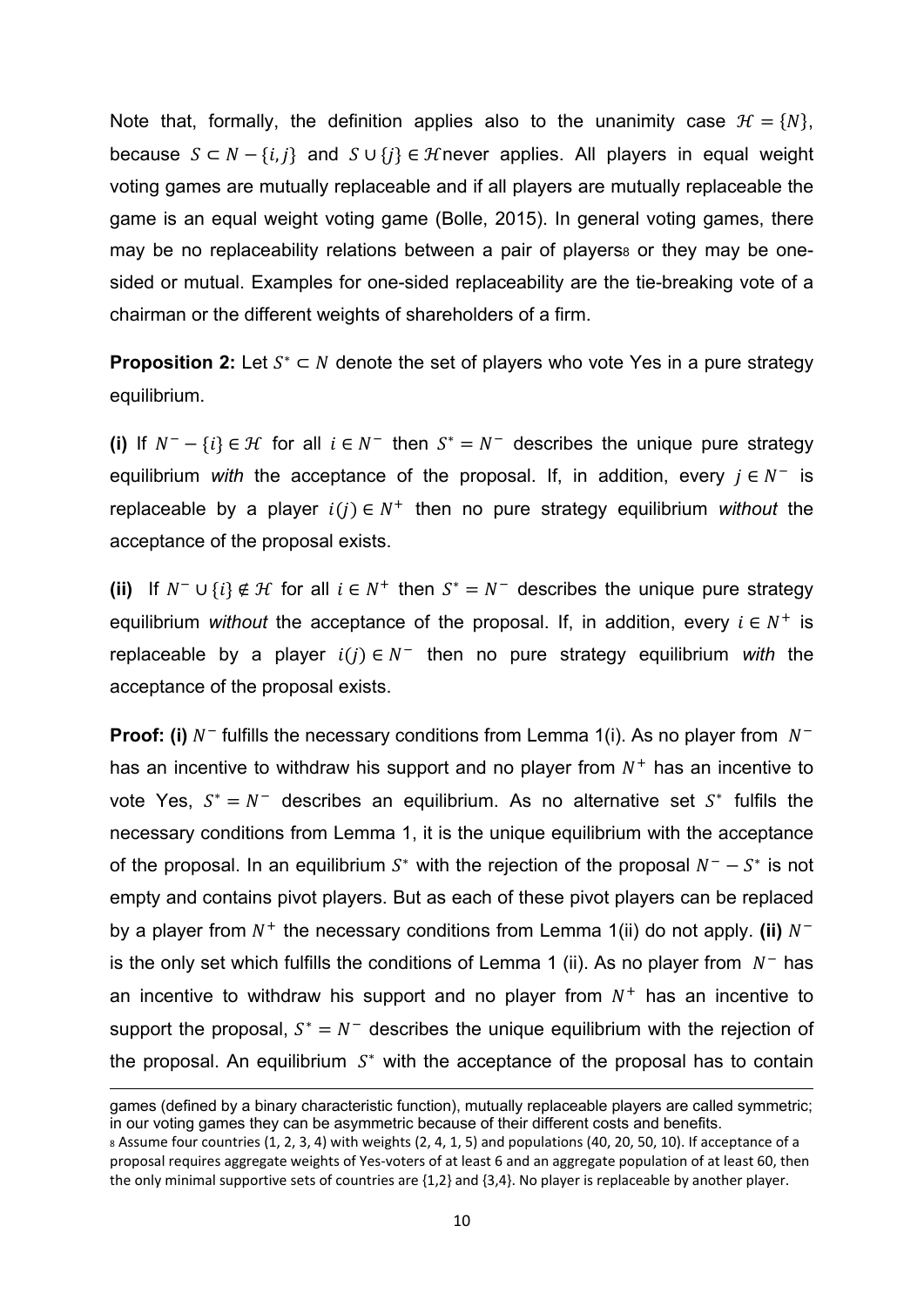Note that, formally, the definition applies also to the unanimity case $\mathcal{H} = \{N\}$, because $S \subset N - \{i, j\}$ and $S \cup \{j\} \in \mathcal{H}$ never applies. All players in equal weight voting games are mutually replaceable and if all players are mutually replaceable the game is an equal weight voting game (Bolle, 2015). In general voting games, there may be no replaceability relations between a pair of players[8] or they may be one-sided or mutual. Examples for one-sided replaceability are the tie-breaking vote of a chairman or the different weights of shareholders of a firm.

**Proposition 2:** Let $S^* \subset N$ denote the set of players who vote Yes in a pure strategy equilibrium.

**(i)** If $N^- - \{i\} \in \mathcal{H}$ for all $i \in N^-$ then $S^* = N^-$ describes the unique pure strategy equilibrium *with* the acceptance of the proposal. If, in addition, every $j \in N^-$ is replaceable by a player $i(j) \in N^+$ then no pure strategy equilibrium *without* the acceptance of the proposal exists.

**(ii)** If $N^- \cup \{i\} \notin \mathcal{H}$ for all $i \in N^+$ then $S^* = N^-$ describes the unique pure strategy equilibrium *without* the acceptance of the proposal. If, in addition, every $i \in N^+$ is replaceable by a player $i(j) \in N^-$ then no pure strategy equilibrium *with* the acceptance of the proposal exists.

**Proof: (i)** $N^-$ fulfills the necessary conditions from Lemma 1(i). As no player from $N^-$ has an incentive to withdraw his support and no player from $N^+$ has an incentive to vote Yes, $S^* = N^-$ describes an equilibrium. As no alternative set $S^*$ fulfils the necessary conditions from Lemma 1, it is the unique equilibrium with the acceptance of the proposal. In an equilibrium $S^*$ with the rejection of the proposal $N^- - S^*$ is not empty and contains pivot players. But as each of these pivot players can be replaced by a player from $N^+$ the necessary conditions from Lemma 1(ii) do not apply. **(ii)** $N^-$ is the only set which fulfills the conditions of Lemma 1 (ii). As no player from $N^-$ has an incentive to withdraw his support and no player from $N^+$ has an incentive to support the proposal, $S^* = N^-$ describes the unique equilibrium with the rejection of the proposal. An equilibrium $S^*$ with the acceptance of the proposal has to contain

---

games (defined by a binary characteristic function), mutually replaceable players are called symmetric; in our voting games they can be asymmetric because of their different costs and benefits.

[8] Assume four countries (1, 2, 3, 4) with weights (2, 4, 1, 5) and populations (40, 20, 50, 10). If acceptance of a proposal requires aggregate weights of Yes-voters of at least 6 and an aggregate population of at least 60, then the only minimal supportive sets of countries are {1,2} and {3,4}. No player is replaceable by another player.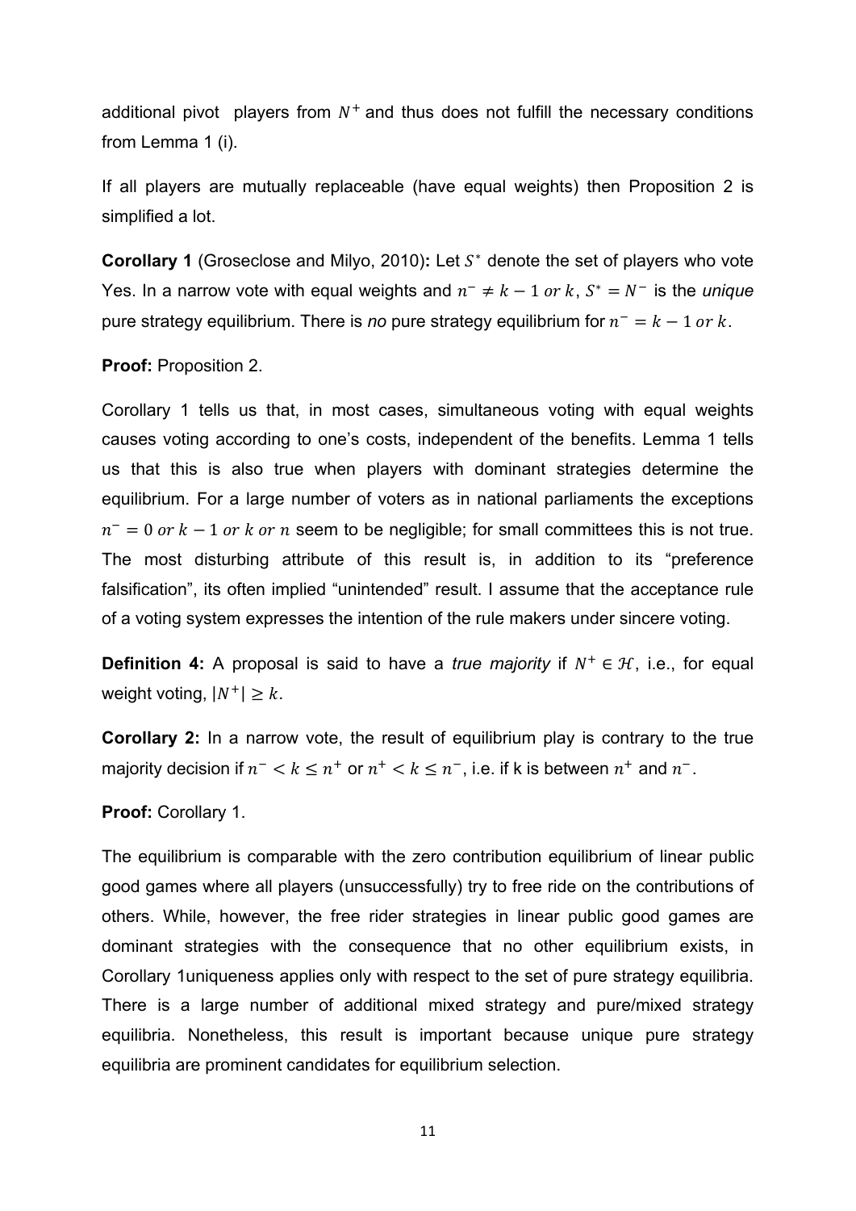additional pivot players from $N^+$ and thus does not fulfill the necessary conditions from Lemma 1 (i).

If all players are mutually replaceable (have equal weights) then Proposition 2 is simplified a lot.

**Corollary 1** (Groseclose and Milyo, 2010)**:** Let $S^*$ denote the set of players who vote Yes. In a narrow vote with equal weights and $n^- \neq k-1 \; or \; k$, $S^* = N^-$ is the *unique* pure strategy equilibrium. There is *no* pure strategy equilibrium for $n^- = k-1 \; or \; k$.

**Proof:** Proposition 2.

Corollary 1 tells us that, in most cases, simultaneous voting with equal weights causes voting according to one's costs, independent of the benefits. Lemma 1 tells us that this is also true when players with dominant strategies determine the equilibrium. For a large number of voters as in national parliaments the exceptions $n^- = 0 \; or \; k-1 \; or \; k \; or \; n$ seem to be negligible; for small committees this is not true. The most disturbing attribute of this result is, in addition to its "preference falsification", its often implied "unintended" result. I assume that the acceptance rule of a voting system expresses the intention of the rule makers under sincere voting.

**Definition 4:** A proposal is said to have a *true majority* if $N^+ \in \mathcal{H}$, i.e., for equal weight voting, $|N^+| \geq k$.

**Corollary 2:** In a narrow vote, the result of equilibrium play is contrary to the true majority decision if $n^- < k \leq n^+$ or $n^+ < k \leq n^-$, i.e. if k is between $n^+$ and $n^-$.

**Proof:** Corollary 1.

The equilibrium is comparable with the zero contribution equilibrium of linear public good games where all players (unsuccessfully) try to free ride on the contributions of others. While, however, the free rider strategies in linear public good games are dominant strategies with the consequence that no other equilibrium exists, in Corollary 1uniqueness applies only with respect to the set of pure strategy equilibria. There is a large number of additional mixed strategy and pure/mixed strategy equilibria. Nonetheless, this result is important because unique pure strategy equilibria are prominent candidates for equilibrium selection.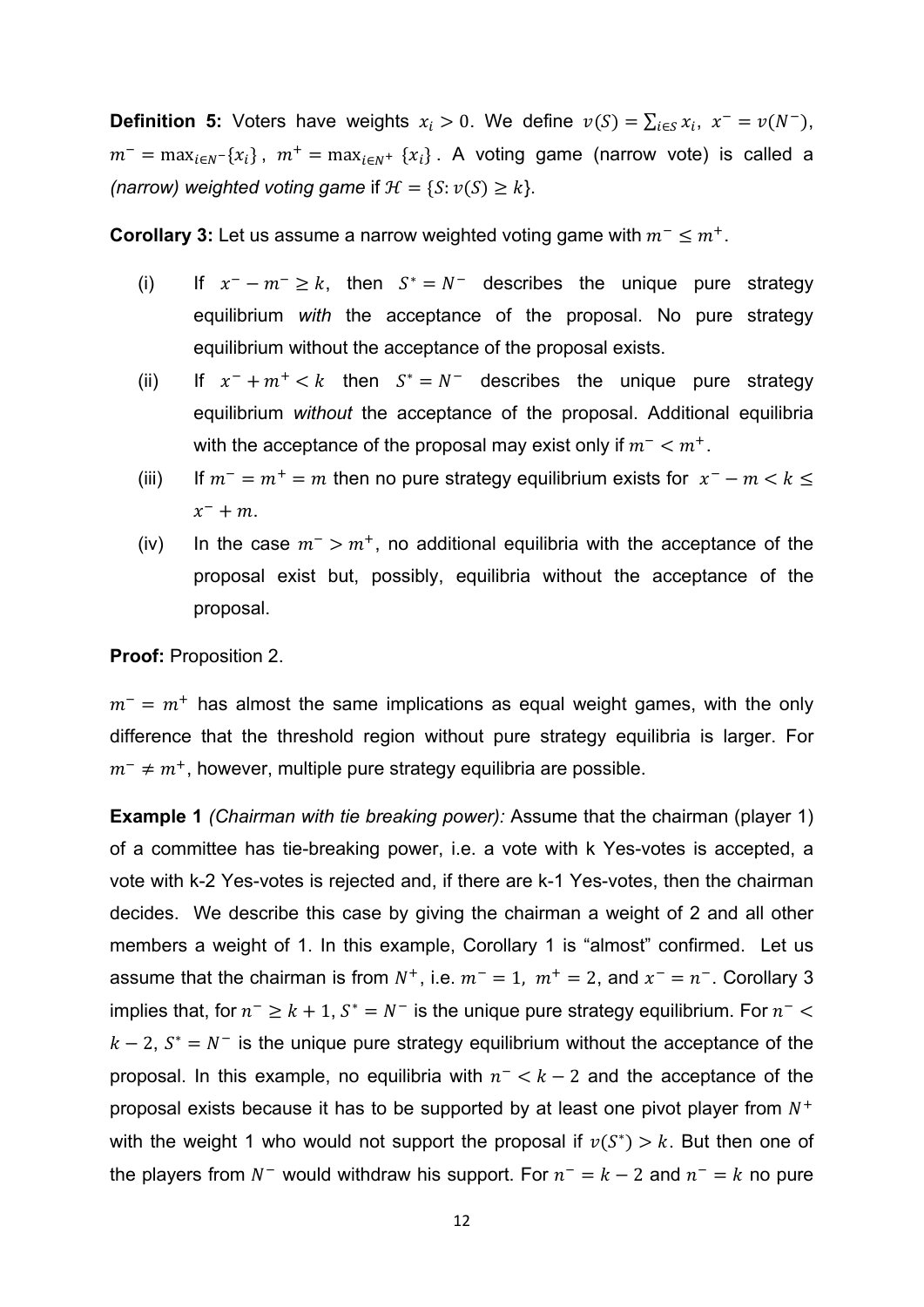**Definition 5:** Voters have weights $x_i > 0$. We define $v(S) = \sum_{i \in S} x_i$, $x^- = v(N^-)$, $m^- = \max_{i \in N^-}\{x_i\}$, $m^+ = \max_{i \in N^+}\{x_i\}$. A voting game (narrow vote) is called a *(narrow) weighted voting game* if $\mathcal{H} = \{S: v(S) \geq k\}$.

**Corollary 3:** Let us assume a narrow weighted voting game with $m^- \leq m^+$.

(i) If $x^- - m^- \geq k$, then $S^* = N^-$ describes the unique pure strategy equilibrium *with* the acceptance of the proposal. No pure strategy equilibrium without the acceptance of the proposal exists.

(ii) If $x^- + m^+ < k$ then $S^* = N^-$ describes the unique pure strategy equilibrium *without* the acceptance of the proposal. Additional equilibria with the acceptance of the proposal may exist only if $m^- < m^+$.

(iii) If $m^- = m^+ = m$ then no pure strategy equilibrium exists for $x^- - m < k \leq x^- + m$.

(iv) In the case $m^- > m^+$, no additional equilibria with the acceptance of the proposal exist but, possibly, equilibria without the acceptance of the proposal.

**Proof:** Proposition 2.

$m^- = m^+$ has almost the same implications as equal weight games, with the only difference that the threshold region without pure strategy equilibria is larger. For $m^- \neq m^+$, however, multiple pure strategy equilibria are possible.

**Example 1** *(Chairman with tie breaking power):* Assume that the chairman (player 1) of a committee has tie-breaking power, i.e. a vote with k Yes-votes is accepted, a vote with k-2 Yes-votes is rejected and, if there are k-1 Yes-votes, then the chairman decides. We describe this case by giving the chairman a weight of 2 and all other members a weight of 1. In this example, Corollary 1 is "almost" confirmed. Let us assume that the chairman is from $N^+$, i.e. $m^- = 1$, $m^+ = 2$, and $x^- = n^-$. Corollary 3 implies that, for $n^- \geq k + 1$, $S^* = N^-$ is the unique pure strategy equilibrium. For $n^- < k - 2$, $S^* = N^-$ is the unique pure strategy equilibrium without the acceptance of the proposal. In this example, no equilibria with $n^- < k - 2$ and the acceptance of the proposal exists because it has to be supported by at least one pivot player from $N^+$ with the weight 1 who would not support the proposal if $v(S^*) > k$. But then one of the players from $N^-$ would withdraw his support. For $n^- = k - 2$ and $n^- = k$ no pure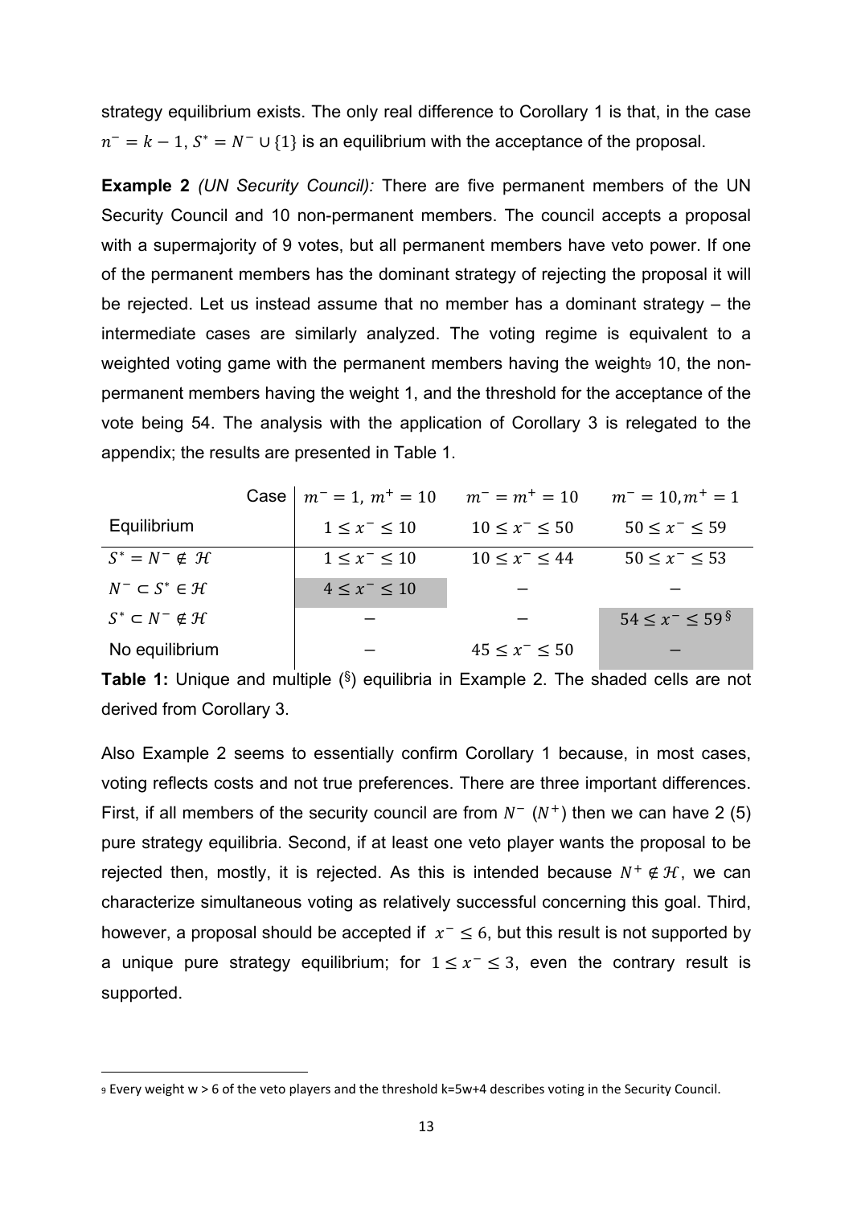strategy equilibrium exists. The only real difference to Corollary 1 is that, in the case $n^- = k-1$, $S^* = N^- \cup \{1\}$ is an equilibrium with the acceptance of the proposal.

**Example 2** *(UN Security Council):* There are five permanent members of the UN Security Council and 10 non-permanent members. The council accepts a proposal with a supermajority of 9 votes, but all permanent members have veto power. If one of the permanent members has the dominant strategy of rejecting the proposal it will be rejected. Let us instead assume that no member has a dominant strategy – the intermediate cases are similarly analyzed. The voting regime is equivalent to a weighted voting game with the permanent members having the weight[9] 10, the non-permanent members having the weight 1, and the threshold for the acceptance of the vote being 54. The analysis with the application of Corollary 3 is relegated to the appendix; the results are presented in Table 1.

| Case | $m^- = 1,\ m^+ = 10$ | $m^- = m^+ = 10$ | $m^- = 10, m^+ = 1$ |
|---|---|---|---|
| Equilibrium | $1 \leq x^- \leq 10$ | $10 \leq x^- \leq 50$ | $50 \leq x^- \leq 59$ |
| $S^* = N^- \notin \mathcal{H}$ | $1 \leq x^- \leq 10$ | $10 \leq x^- \leq 44$ | $50 \leq x^- \leq 53$ |
| $N^- \subset S^* \in \mathcal{H}$ | $4 \leq x^- \leq 10$ | $-$ | $-$ |
| $S^* \subset N^- \notin \mathcal{H}$ | $-$ | $-$ | $54 \leq x^- \leq 59^{\S}$ |
| No equilibrium | $-$ | $45 \leq x^- \leq 50$ | $-$ |

**Table 1:** Unique and multiple (§) equilibria in Example 2. The shaded cells are not derived from Corollary 3.

Also Example 2 seems to essentially confirm Corollary 1 because, in most cases, voting reflects costs and not true preferences. There are three important differences. First, if all members of the security council are from $N^-$ ($N^+$) then we can have 2 (5) pure strategy equilibria. Second, if at least one veto player wants the proposal to be rejected then, mostly, it is rejected. As this is intended because $N^+ \notin \mathcal{H}$, we can characterize simultaneous voting as relatively successful concerning this goal. Third, however, a proposal should be accepted if $x^- \leq 6$, but this result is not supported by a unique pure strategy equilibrium; for $1 \leq x^- \leq 3$, even the contrary result is supported.

[9] Every weight w > 6 of the veto players and the threshold k=5w+4 describes voting in the Security Council.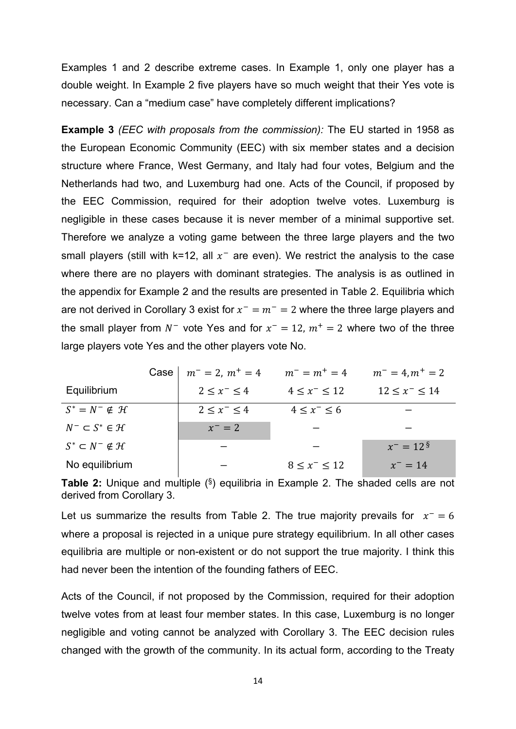Examples 1 and 2 describe extreme cases. In Example 1, only one player has a double weight. In Example 2 five players have so much weight that their Yes vote is necessary. Can a "medium case" have completely different implications?

**Example 3** *(EEC with proposals from the commission):* The EU started in 1958 as the European Economic Community (EEC) with six member states and a decision structure where France, West Germany, and Italy had four votes, Belgium and the Netherlands had two, and Luxemburg had one. Acts of the Council, if proposed by the EEC Commission, required for their adoption twelve votes. Luxemburg is negligible in these cases because it is never member of a minimal supportive set. Therefore we analyze a voting game between the three large players and the two small players (still with k=12, all $x^-$ are even). We restrict the analysis to the case where there are no players with dominant strategies. The analysis is as outlined in the appendix for Example 2 and the results are presented in Table 2. Equilibria which are not derived in Corollary 3 exist for $x^- = m^- = 2$ where the three large players and the small player from $N^-$ vote Yes and for $x^- = 12$, $m^+ = 2$ where two of the three large players vote Yes and the other players vote No.

| Case | $m^- = 2,\ m^+ = 4$ | $m^- = m^+ = 4$ | $m^- = 4, m^+ = 2$ |
|---|---|---|---|
| Equilibrium | $2 \leq x^- \leq 4$ | $4 \leq x^- \leq 12$ | $12 \leq x^- \leq 14$ |
| $S^* = N^- \notin \mathcal{H}$ | $2 \leq x^- \leq 4$ | $4 \leq x^- \leq 6$ | − |
| $N^- \subset S^* \in \mathcal{H}$ | $x^- = 2$ | − | − |
| $S^* \subset N^- \notin \mathcal{H}$ | − | − | $x^- = 12$ § |
| No equilibrium | − | $8 \leq x^- \leq 12$ | $x^- = 14$ |

**Table 2:** Unique and multiple (§) equilibria in Example 2. The shaded cells are not derived from Corollary 3.

Let us summarize the results from Table 2. The true majority prevails for $x^- = 6$ where a proposal is rejected in a unique pure strategy equilibrium. In all other cases equilibria are multiple or non-existent or do not support the true majority. I think this had never been the intention of the founding fathers of EEC.

Acts of the Council, if not proposed by the Commission, required for their adoption twelve votes from at least four member states. In this case, Luxemburg is no longer negligible and voting cannot be analyzed with Corollary 3. The EEC decision rules changed with the growth of the community. In its actual form, according to the Treaty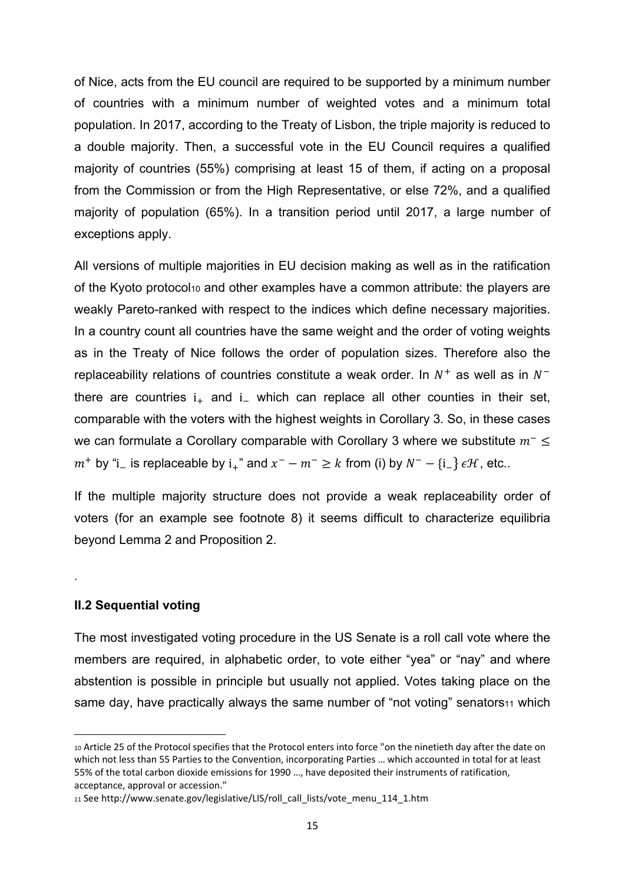of Nice, acts from the EU council are required to be supported by a minimum number of countries with a minimum number of weighted votes and a minimum total population. In 2017, according to the Treaty of Lisbon, the triple majority is reduced to a double majority. Then, a successful vote in the EU Council requires a qualified majority of countries (55%) comprising at least 15 of them, if acting on a proposal from the Commission or from the High Representative, or else 72%, and a qualified majority of population (65%). In a transition period until 2017, a large number of exceptions apply.

All versions of multiple majorities in EU decision making as well as in the ratification of the Kyoto protocol[10] and other examples have a common attribute: the players are weakly Pareto-ranked with respect to the indices which define necessary majorities. In a country count all countries have the same weight and the order of voting weights as in the Treaty of Nice follows the order of population sizes. Therefore also the replaceability relations of countries constitute a weak order. In $N^+$ as well as in $N^-$ there are countries $\mathrm{i}_+$ and $\mathrm{i}_-$ which can replace all other counties in their set, comparable with the voters with the highest weights in Corollary 3. So, in these cases we can formulate a Corollary comparable with Corollary 3 where we substitute $m^- \leq m^+$ by "$\mathrm{i}_-$ is replaceable by $\mathrm{i}_+$" and $x^- - m^- \geq k$ from (i) by $N^- - \{\mathrm{i}_-\} \epsilon \mathcal{H}$, etc..

If the multiple majority structure does not provide a weak replaceability order of voters (for an example see footnote 8) it seems difficult to characterize equilibria beyond Lemma 2 and Proposition 2.

.

### II.2 Sequential voting

The most investigated voting procedure in the US Senate is a roll call vote where the members are required, in alphabetic order, to vote either "yea" or "nay" and where abstention is possible in principle but usually not applied. Votes taking place on the same day, have practically always the same number of "not voting" senators[11] which

---

[10] Article 25 of the Protocol specifies that the Protocol enters into force "on the ninetieth day after the date on which not less than 55 Parties to the Convention, incorporating Parties … which accounted in total for at least 55% of the total carbon dioxide emissions for 1990 …, have deposited their instruments of ratification, acceptance, approval or accession."

[11] See http://www.senate.gov/legislative/LIS/roll_call_lists/vote_menu_114_1.htm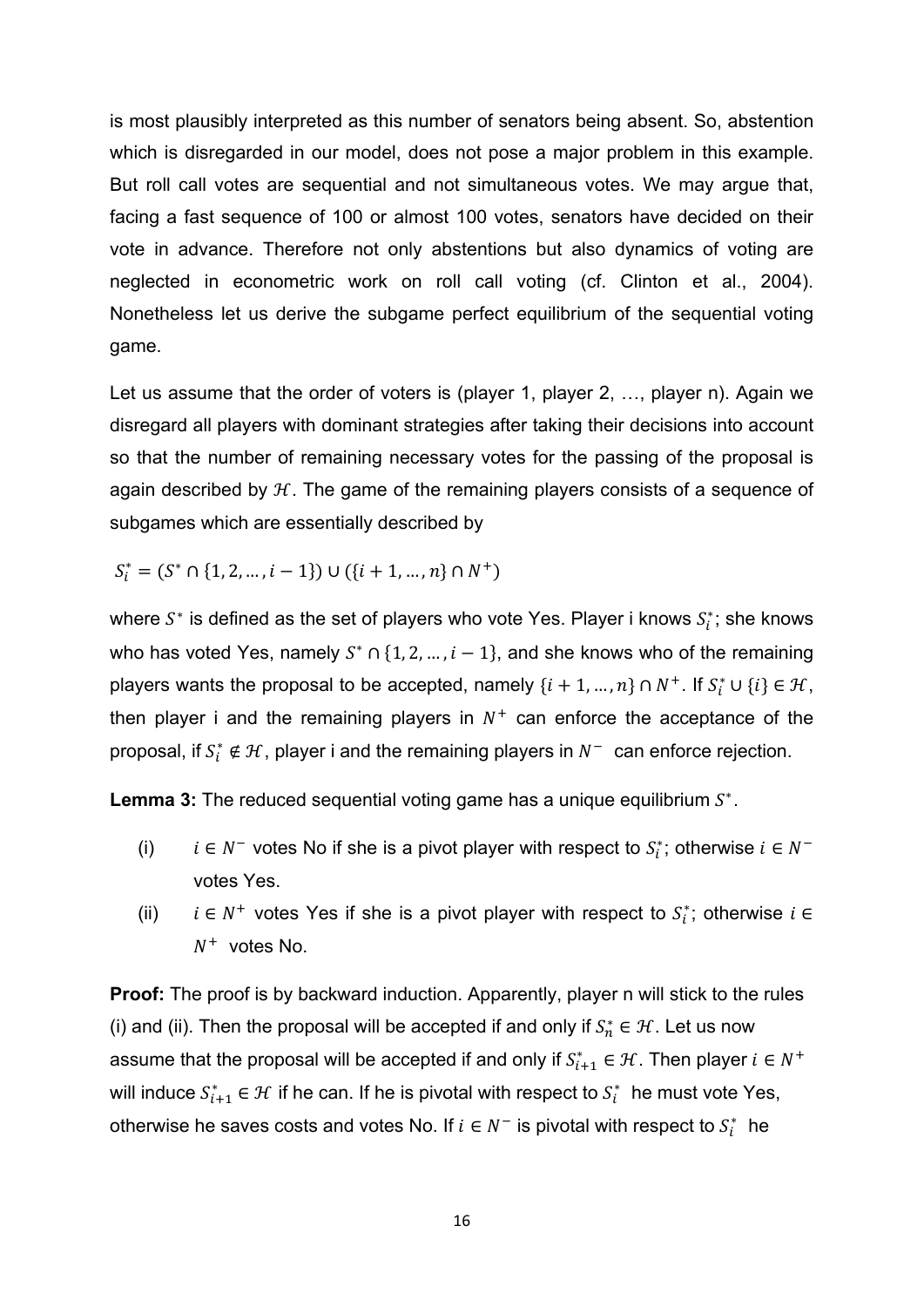is most plausibly interpreted as this number of senators being absent. So, abstention which is disregarded in our model, does not pose a major problem in this example. But roll call votes are sequential and not simultaneous votes. We may argue that, facing a fast sequence of 100 or almost 100 votes, senators have decided on their vote in advance. Therefore not only abstentions but also dynamics of voting are neglected in econometric work on roll call voting (cf. Clinton et al., 2004). Nonetheless let us derive the subgame perfect equilibrium of the sequential voting game.

Let us assume that the order of voters is (player 1, player 2, …, player n). Again we disregard all players with dominant strategies after taking their decisions into account so that the number of remaining necessary votes for the passing of the proposal is again described by $\mathcal{H}$. The game of the remaining players consists of a sequence of subgames which are essentially described by

$$S_i^* = (S^* \cap \{1, 2, \dots, i-1\}) \cup (\{i+1, \dots, n\} \cap N^+)$$

where $S^*$ is defined as the set of players who vote Yes. Player i knows $S_i^*$; she knows who has voted Yes, namely $S^* \cap \{1, 2, \dots, i-1\}$, and she knows who of the remaining players wants the proposal to be accepted, namely $\{i+1, \dots, n\} \cap N^+$. If $S_i^* \cup \{i\} \in \mathcal{H}$, then player i and the remaining players in $N^+$ can enforce the acceptance of the proposal, if $S_i^* \notin \mathcal{H}$, player i and the remaining players in $N^-$ can enforce rejection.

**Lemma 3:** The reduced sequential voting game has a unique equilibrium $S^*$.

(i) $i \in N^-$ votes No if she is a pivot player with respect to $S_i^*$; otherwise $i \in N^-$ votes Yes.

(ii) $i \in N^+$ votes Yes if she is a pivot player with respect to $S_i^*$; otherwise $i \in N^+$ votes No.

**Proof:** The proof is by backward induction. Apparently, player n will stick to the rules (i) and (ii). Then the proposal will be accepted if and only if $S_n^* \in \mathcal{H}$. Let us now assume that the proposal will be accepted if and only if $S_{i+1}^* \in \mathcal{H}$. Then player $i \in N^+$ will induce $S_{i+1}^* \in \mathcal{H}$ if he can. If he is pivotal with respect to $S_i^*$ he must vote Yes, otherwise he saves costs and votes No. If $i \in N^-$ is pivotal with respect to $S_i^*$ he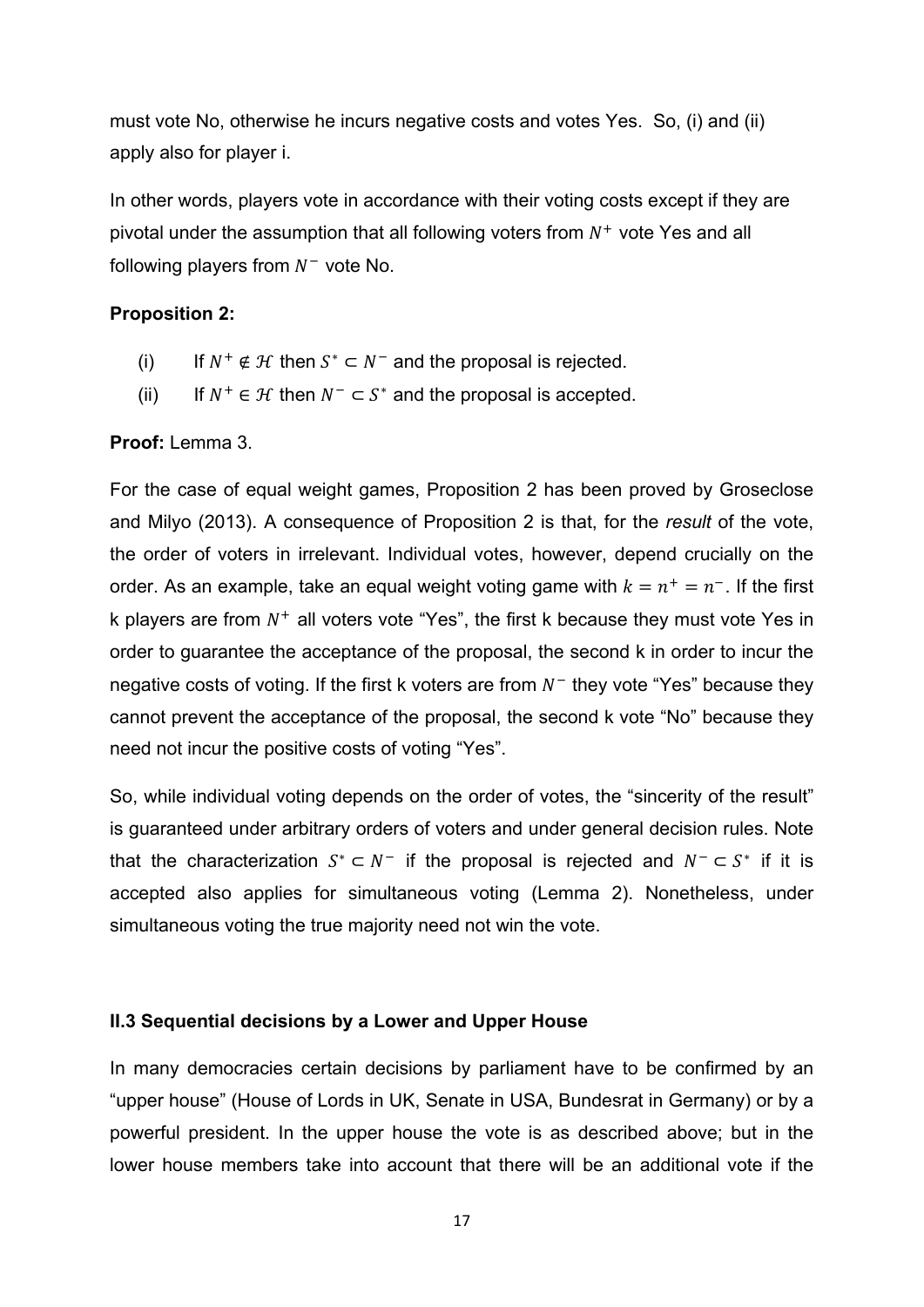must vote No, otherwise he incurs negative costs and votes Yes. So, (i) and (ii) apply also for player i.

In other words, players vote in accordance with their voting costs except if they are pivotal under the assumption that all following voters from $N^+$ vote Yes and all following players from $N^-$ vote No.

**Proposition 2:**

(i) If $N^+ \notin \mathcal{H}$ then $S^* \subset N^-$ and the proposal is rejected.

(ii) If $N^+ \in \mathcal{H}$ then $N^- \subset S^*$ and the proposal is accepted.

**Proof:** Lemma 3.

For the case of equal weight games, Proposition 2 has been proved by Groseclose and Milyo (2013). A consequence of Proposition 2 is that, for the *result* of the vote, the order of voters in irrelevant. Individual votes, however, depend crucially on the order. As an example, take an equal weight voting game with $k = n^+ = n^-$. If the first k players are from $N^+$ all voters vote "Yes", the first k because they must vote Yes in order to guarantee the acceptance of the proposal, the second k in order to incur the negative costs of voting. If the first k voters are from $N^-$ they vote "Yes" because they cannot prevent the acceptance of the proposal, the second k vote "No" because they need not incur the positive costs of voting "Yes".

So, while individual voting depends on the order of votes, the "sincerity of the result" is guaranteed under arbitrary orders of voters and under general decision rules. Note that the characterization $S^* \subset N^-$ if the proposal is rejected and $N^- \subset S^*$ if it is accepted also applies for simultaneous voting (Lemma 2). Nonetheless, under simultaneous voting the true majority need not win the vote.

### II.3 Sequential decisions by a Lower and Upper House

In many democracies certain decisions by parliament have to be confirmed by an "upper house" (House of Lords in UK, Senate in USA, Bundesrat in Germany) or by a powerful president. In the upper house the vote is as described above; but in the lower house members take into account that there will be an additional vote if the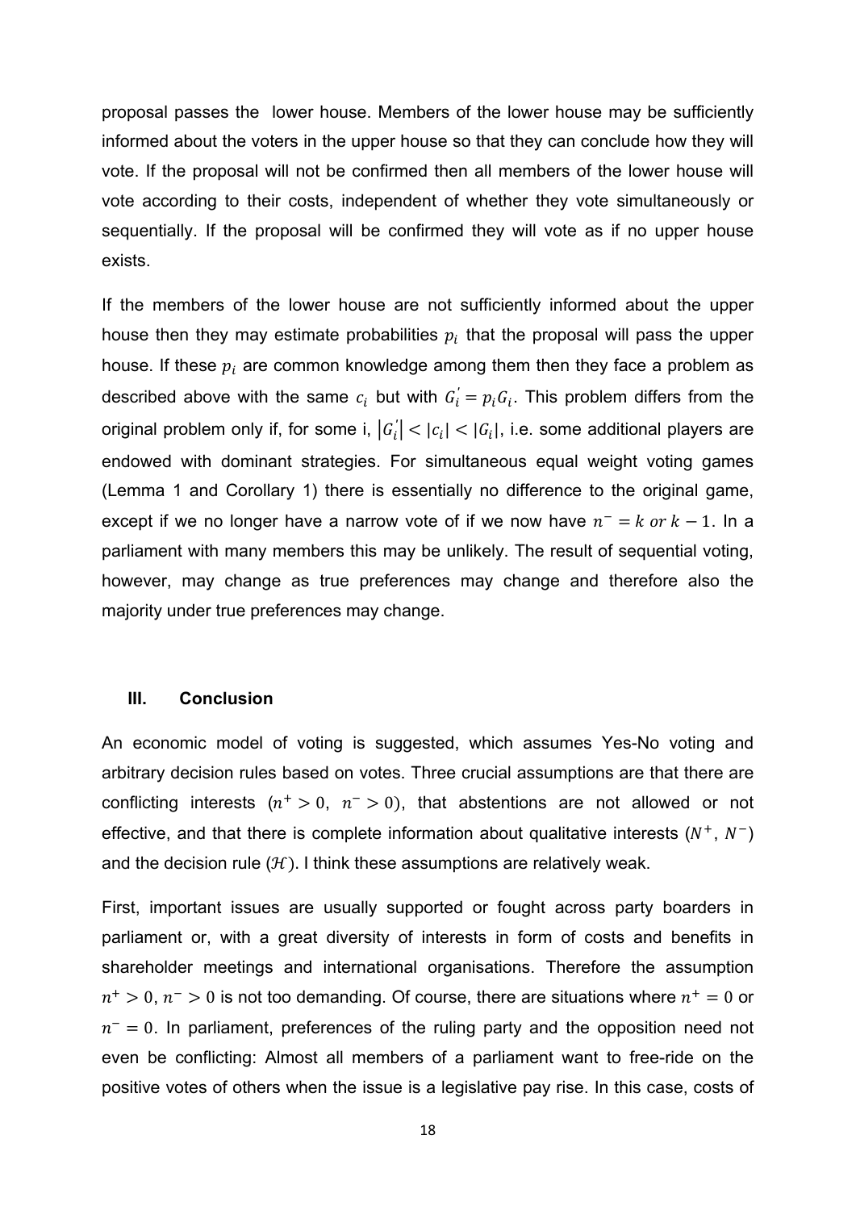proposal passes the lower house. Members of the lower house may be sufficiently informed about the voters in the upper house so that they can conclude how they will vote. If the proposal will not be confirmed then all members of the lower house will vote according to their costs, independent of whether they vote simultaneously or sequentially. If the proposal will be confirmed they will vote as if no upper house exists.

If the members of the lower house are not sufficiently informed about the upper house then they may estimate probabilities $p_i$ that the proposal will pass the upper house. If these $p_i$ are common knowledge among them then they face a problem as described above with the same $c_i$ but with $G_i^{'} = p_i G_i$. This problem differs from the original problem only if, for some i, $|G_i^{'}| < |c_i| < |G_i|$, i.e. some additional players are endowed with dominant strategies. For simultaneous equal weight voting games (Lemma 1 and Corollary 1) there is essentially no difference to the original game, except if we no longer have a narrow vote of if we now have $n^- = k \text{ or } k-1$. In a parliament with many members this may be unlikely. The result of sequential voting, however, may change as true preferences may change and therefore also the majority under true preferences may change.

## III. Conclusion

An economic model of voting is suggested, which assumes Yes-No voting and arbitrary decision rules based on votes. Three crucial assumptions are that there are conflicting interests ($n^+ > 0,\ n^- > 0$), that abstentions are not allowed or not effective, and that there is complete information about qualitative interests ($N^+$, $N^-$) and the decision rule ($\mathcal{H}$). I think these assumptions are relatively weak.

First, important issues are usually supported or fought across party boarders in parliament or, with a great diversity of interests in form of costs and benefits in shareholder meetings and international organisations. Therefore the assumption $n^+ > 0, n^- > 0$ is not too demanding. Of course, there are situations where $n^+ = 0$ or $n^- = 0$. In parliament, preferences of the ruling party and the opposition need not even be conflicting: Almost all members of a parliament want to free-ride on the positive votes of others when the issue is a legislative pay rise. In this case, costs of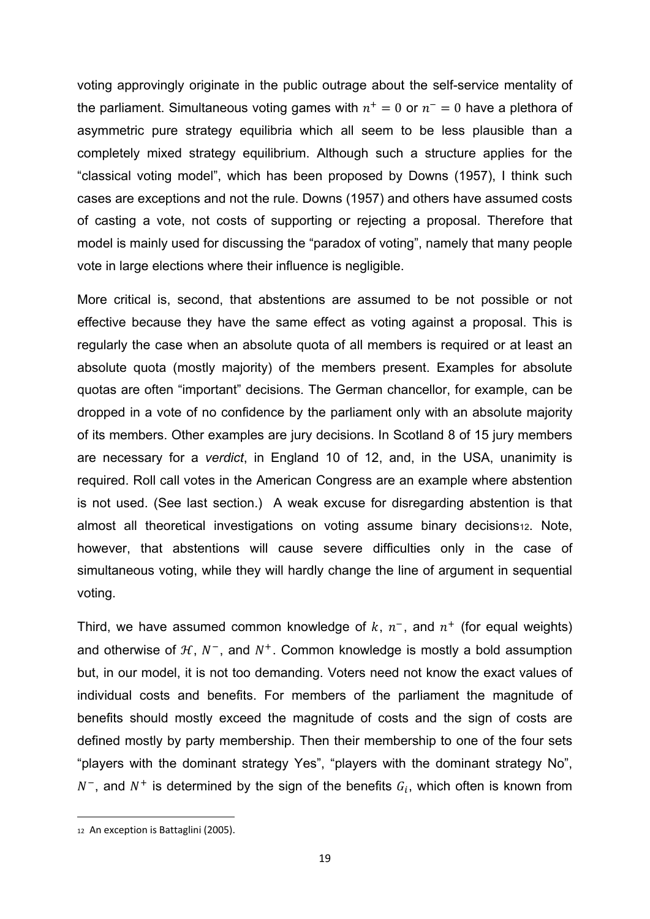voting approvingly originate in the public outrage about the self-service mentality of the parliament. Simultaneous voting games with $n^+ = 0$ or $n^- = 0$ have a plethora of asymmetric pure strategy equilibria which all seem to be less plausible than a completely mixed strategy equilibrium. Although such a structure applies for the "classical voting model", which has been proposed by Downs (1957), I think such cases are exceptions and not the rule. Downs (1957) and others have assumed costs of casting a vote, not costs of supporting or rejecting a proposal. Therefore that model is mainly used for discussing the "paradox of voting", namely that many people vote in large elections where their influence is negligible.

More critical is, second, that abstentions are assumed to be not possible or not effective because they have the same effect as voting against a proposal. This is regularly the case when an absolute quota of all members is required or at least an absolute quota (mostly majority) of the members present. Examples for absolute quotas are often "important" decisions. The German chancellor, for example, can be dropped in a vote of no confidence by the parliament only with an absolute majority of its members. Other examples are jury decisions. In Scotland 8 of 15 jury members are necessary for a *verdict*, in England 10 of 12, and, in the USA, unanimity is required. Roll call votes in the American Congress are an example where abstention is not used. (See last section.) A weak excuse for disregarding abstention is that almost all theoretical investigations on voting assume binary decisions[12]. Note, however, that abstentions will cause severe difficulties only in the case of simultaneous voting, while they will hardly change the line of argument in sequential voting.

Third, we have assumed common knowledge of $k$, $n^-$, and $n^+$ (for equal weights) and otherwise of $\mathcal{H}$, $N^-$, and $N^+$. Common knowledge is mostly a bold assumption but, in our model, it is not too demanding. Voters need not know the exact values of individual costs and benefits. For members of the parliament the magnitude of benefits should mostly exceed the magnitude of costs and the sign of costs are defined mostly by party membership. Then their membership to one of the four sets "players with the dominant strategy Yes", "players with the dominant strategy No", $N^-$, and $N^+$ is determined by the sign of the benefits $G_i$, which often is known from

[12] An exception is Battaglini (2005).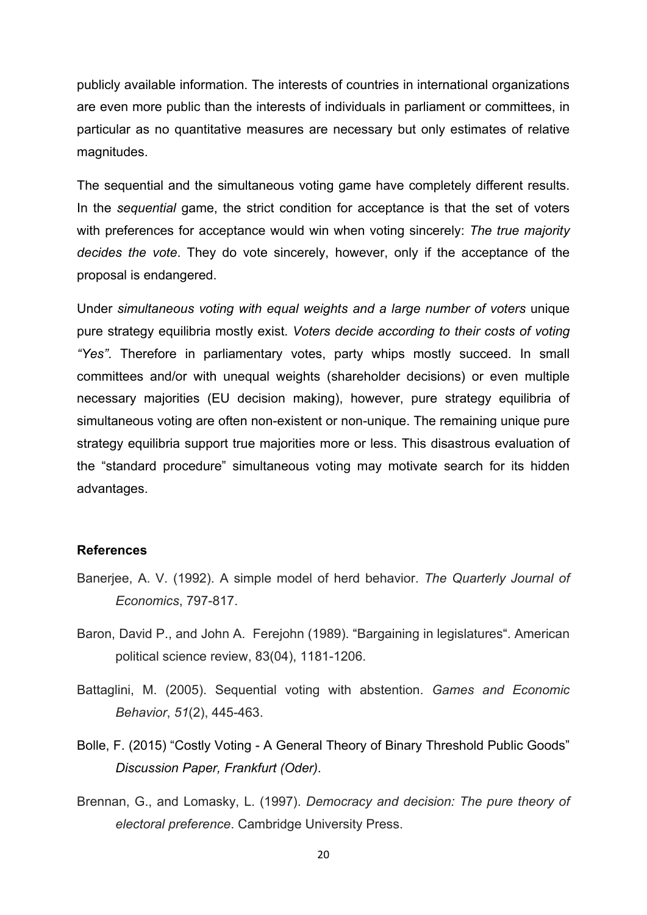publicly available information. The interests of countries in international organizations are even more public than the interests of individuals in parliament or committees, in particular as no quantitative measures are necessary but only estimates of relative magnitudes.

The sequential and the simultaneous voting game have completely different results. In the *sequential* game, the strict condition for acceptance is that the set of voters with preferences for acceptance would win when voting sincerely: *The true majority decides the vote*. They do vote sincerely, however, only if the acceptance of the proposal is endangered.

Under *simultaneous voting with equal weights and a large number of voters* unique pure strategy equilibria mostly exist. *Voters decide according to their costs of voting "Yes"*. Therefore in parliamentary votes, party whips mostly succeed. In small committees and/or with unequal weights (shareholder decisions) or even multiple necessary majorities (EU decision making), however, pure strategy equilibria of simultaneous voting are often non-existent or non-unique. The remaining unique pure strategy equilibria support true majorities more or less. This disastrous evaluation of the "standard procedure" simultaneous voting may motivate search for its hidden advantages.

## References

Banerjee, A. V. (1992). A simple model of herd behavior. *The Quarterly Journal of Economics*, 797-817.

Baron, David P., and John A. Ferejohn (1989). "Bargaining in legislatures". American political science review, 83(04), 1181-1206.

Battaglini, M. (2005). Sequential voting with abstention. *Games and Economic Behavior*, *51*(2), 445-463.

Bolle, F. (2015) "Costly Voting - A General Theory of Binary Threshold Public Goods" *Discussion Paper, Frankfurt (Oder)*.

Brennan, G., and Lomasky, L. (1997). *Democracy and decision: The pure theory of electoral preference*. Cambridge University Press.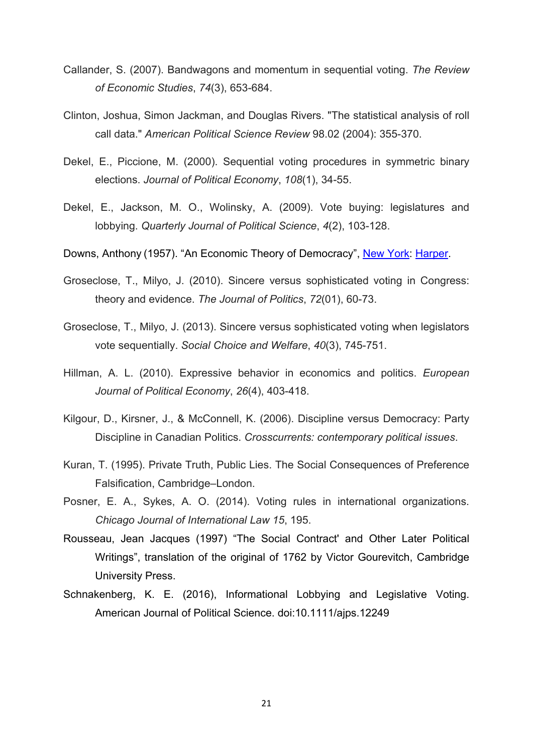Callander, S. (2007). Bandwagons and momentum in sequential voting. *The Review of Economic Studies*, *74*(3), 653-684.

Clinton, Joshua, Simon Jackman, and Douglas Rivers. "The statistical analysis of roll call data." *American Political Science Review* 98.02 (2004): 355-370.

Dekel, E., Piccione, M. (2000). Sequential voting procedures in symmetric binary elections. *Journal of Political Economy*, *108*(1), 34-55.

Dekel, E., Jackson, M. O., Wolinsky, A. (2009). Vote buying: legislatures and lobbying. *Quarterly Journal of Political Science*, *4*(2), 103-128.

Downs, Anthony (1957). "An Economic Theory of Democracy", New York: Harper.

Groseclose, T., Milyo, J. (2010). Sincere versus sophisticated voting in Congress: theory and evidence. *The Journal of Politics*, *72*(01), 60-73.

Groseclose, T., Milyo, J. (2013). Sincere versus sophisticated voting when legislators vote sequentially. *Social Choice and Welfare*, *40*(3), 745-751.

Hillman, A. L. (2010). Expressive behavior in economics and politics. *European Journal of Political Economy*, *26*(4), 403-418.

Kilgour, D., Kirsner, J., & McConnell, K. (2006). Discipline versus Democracy: Party Discipline in Canadian Politics. *Crosscurrents: contemporary political issues*.

Kuran, T. (1995). Private Truth, Public Lies. The Social Consequences of Preference Falsification, Cambridge–London.

Posner, E. A., Sykes, A. O. (2014). Voting rules in international organizations. *Chicago Journal of International Law 15*, 195.

Rousseau, Jean Jacques (1997) "The Social Contract' and Other Later Political Writings", translation of the original of 1762 by Victor Gourevitch, Cambridge University Press.

Schnakenberg, K. E. (2016), Informational Lobbying and Legislative Voting. American Journal of Political Science. doi:10.1111/ajps.12249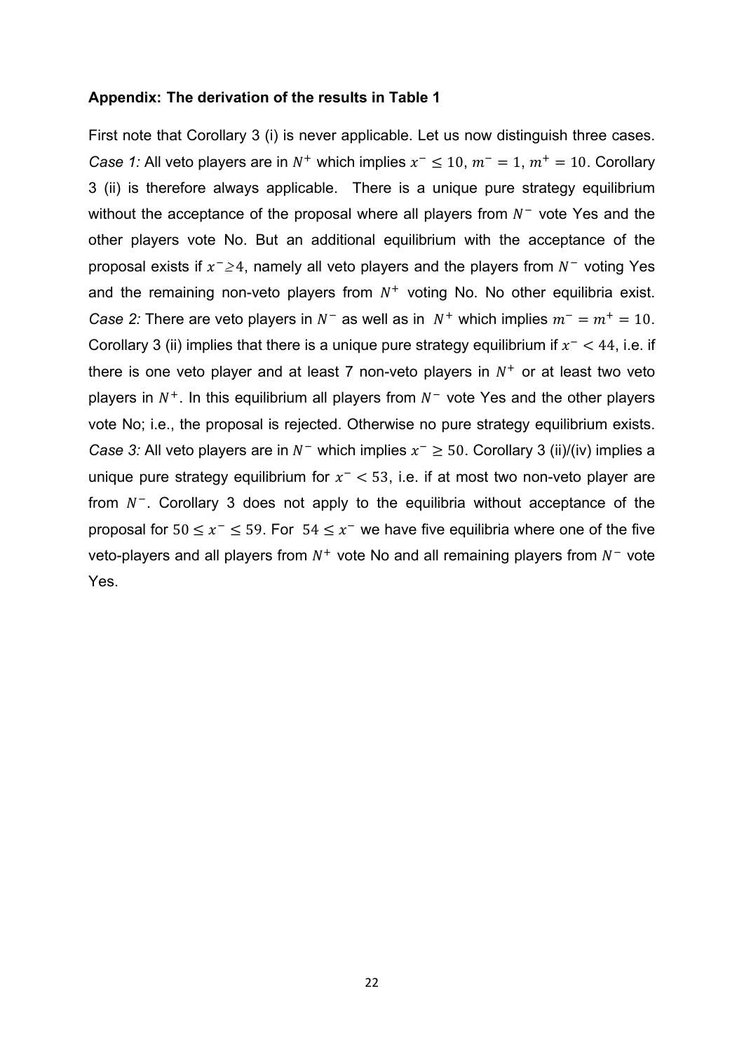**Appendix: The derivation of the results in Table 1**

First note that Corollary 3 (i) is never applicable. Let us now distinguish three cases. *Case 1:* All veto players are in $N^+$ which implies $x^- \leq 10$, $m^- = 1$, $m^+ = 10$. Corollary 3 (ii) is therefore always applicable. There is a unique pure strategy equilibrium without the acceptance of the proposal where all players from $N^-$ vote Yes and the other players vote No. But an additional equilibrium with the acceptance of the proposal exists if $x^- \geq 4$, namely all veto players and the players from $N^-$ voting Yes and the remaining non-veto players from $N^+$ voting No. No other equilibria exist. *Case 2:* There are veto players in $N^-$ as well as in $N^+$ which implies $m^- = m^+ = 10$. Corollary 3 (ii) implies that there is a unique pure strategy equilibrium if $x^- < 44$, i.e. if there is one veto player and at least 7 non-veto players in $N^+$ or at least two veto players in $N^+$. In this equilibrium all players from $N^-$ vote Yes and the other players vote No; i.e., the proposal is rejected. Otherwise no pure strategy equilibrium exists. *Case 3:* All veto players are in $N^-$ which implies $x^- \geq 50$. Corollary 3 (ii)/(iv) implies a unique pure strategy equilibrium for $x^- < 53$, i.e. if at most two non-veto player are from $N^-$. Corollary 3 does not apply to the equilibria without acceptance of the proposal for $50 \leq x^- \leq 59$. For $54 \leq x^-$ we have five equilibria where one of the five veto-players and all players from $N^+$ vote No and all remaining players from $N^-$ vote Yes.